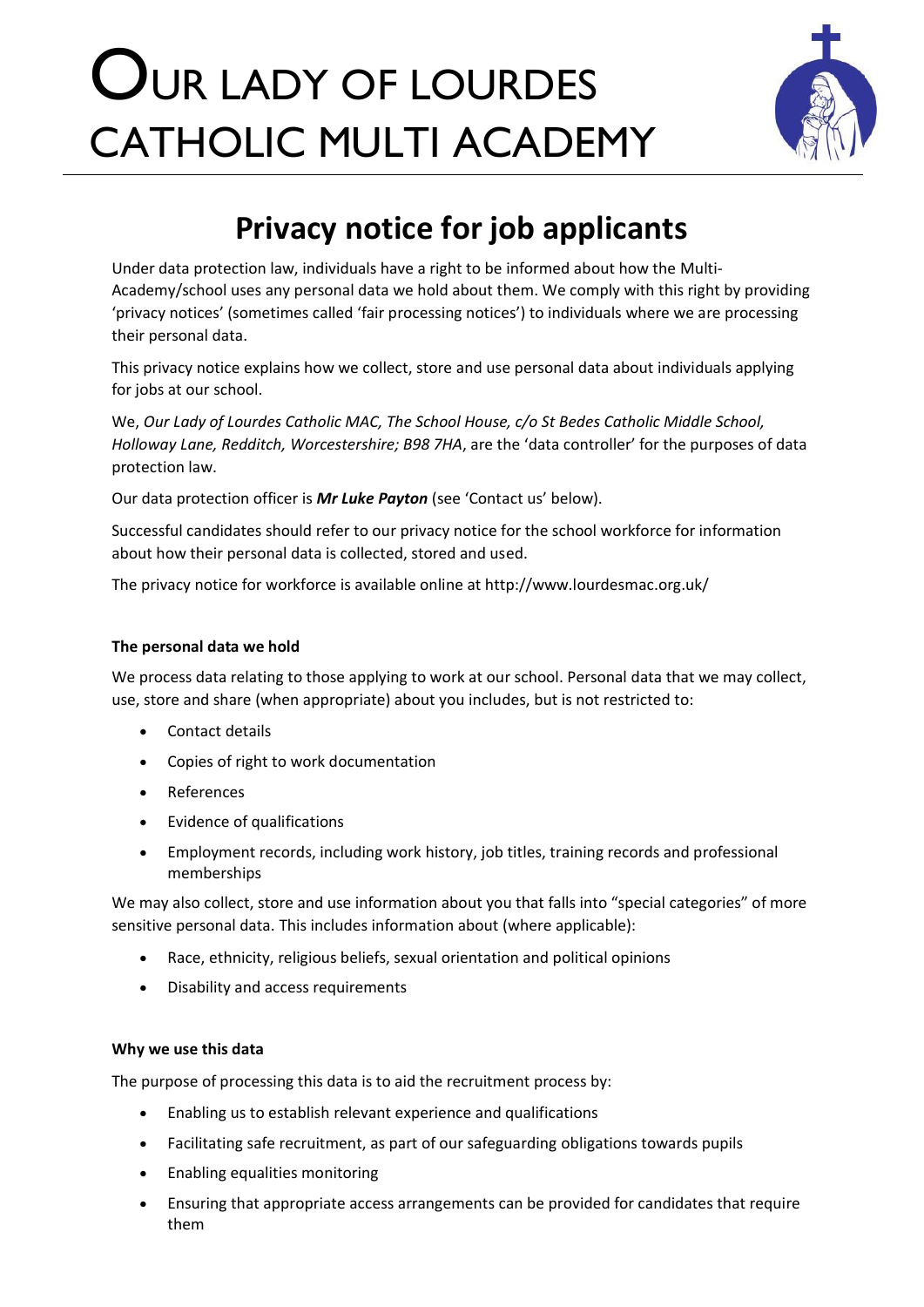# OUR LADY OF LOURDES CATHOLIC MULTI ACADEMY

## Privacy notice for job applicants

Under data protection law, individuals have a right to be informed about how the Multi-Academy/school uses any personal data we hold about them. We comply with this right by providing 'privacy notices' (sometimes called 'fair processing notices') to individuals where we are processing their personal data.

This privacy notice explains how we collect, store and use personal data about individuals applying for jobs at our school.

We, *Our Lady of Lourdes Catholic MAC, The School House, c/o St Bedes Catholic Middle School, Holloway Lane, Redditch, Worcestershire; B98 7HA*, are the 'data controller' for the purposes of data protection law.

Our data protection officer is ***Mr Luke Payton*** (see 'Contact us' below).

Successful candidates should refer to our privacy notice for the school workforce for information about how their personal data is collected, stored and used.

The privacy notice for workforce is available online at http://www.lourdesmac.org.uk/

**The personal data we hold**

We process data relating to those applying to work at our school. Personal data that we may collect, use, store and share (when appropriate) about you includes, but is not restricted to:

- Contact details
- Copies of right to work documentation
- References
- Evidence of qualifications
- Employment records, including work history, job titles, training records and professional memberships

We may also collect, store and use information about you that falls into "special categories" of more sensitive personal data. This includes information about (where applicable):

- Race, ethnicity, religious beliefs, sexual orientation and political opinions
- Disability and access requirements

**Why we use this data**

The purpose of processing this data is to aid the recruitment process by:

- Enabling us to establish relevant experience and qualifications
- Facilitating safe recruitment, as part of our safeguarding obligations towards pupils
- Enabling equalities monitoring
- Ensuring that appropriate access arrangements can be provided for candidates that require them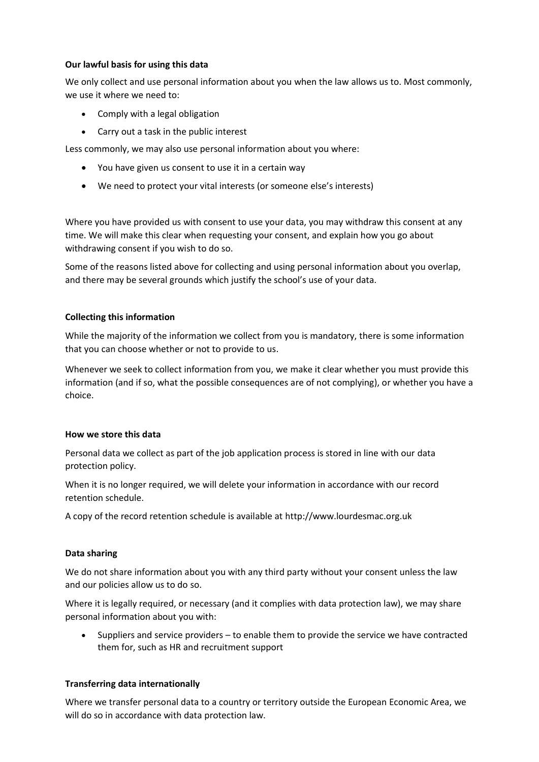**Our lawful basis for using this data**

We only collect and use personal information about you when the law allows us to. Most commonly, we use it where we need to:

- Comply with a legal obligation
- Carry out a task in the public interest

Less commonly, we may also use personal information about you where:

- You have given us consent to use it in a certain way
- We need to protect your vital interests (or someone else's interests)

Where you have provided us with consent to use your data, you may withdraw this consent at any time. We will make this clear when requesting your consent, and explain how you go about withdrawing consent if you wish to do so.

Some of the reasons listed above for collecting and using personal information about you overlap, and there may be several grounds which justify the school's use of your data.

**Collecting this information**

While the majority of the information we collect from you is mandatory, there is some information that you can choose whether or not to provide to us.

Whenever we seek to collect information from you, we make it clear whether you must provide this information (and if so, what the possible consequences are of not complying), or whether you have a choice.

**How we store this data**

Personal data we collect as part of the job application process is stored in line with our data protection policy.

When it is no longer required, we will delete your information in accordance with our record retention schedule.

A copy of the record retention schedule is available at http://www.lourdesmac.org.uk

**Data sharing**

We do not share information about you with any third party without your consent unless the law and our policies allow us to do so.

Where it is legally required, or necessary (and it complies with data protection law), we may share personal information about you with:

- Suppliers and service providers – to enable them to provide the service we have contracted them for, such as HR and recruitment support

**Transferring data internationally**

Where we transfer personal data to a country or territory outside the European Economic Area, we will do so in accordance with data protection law.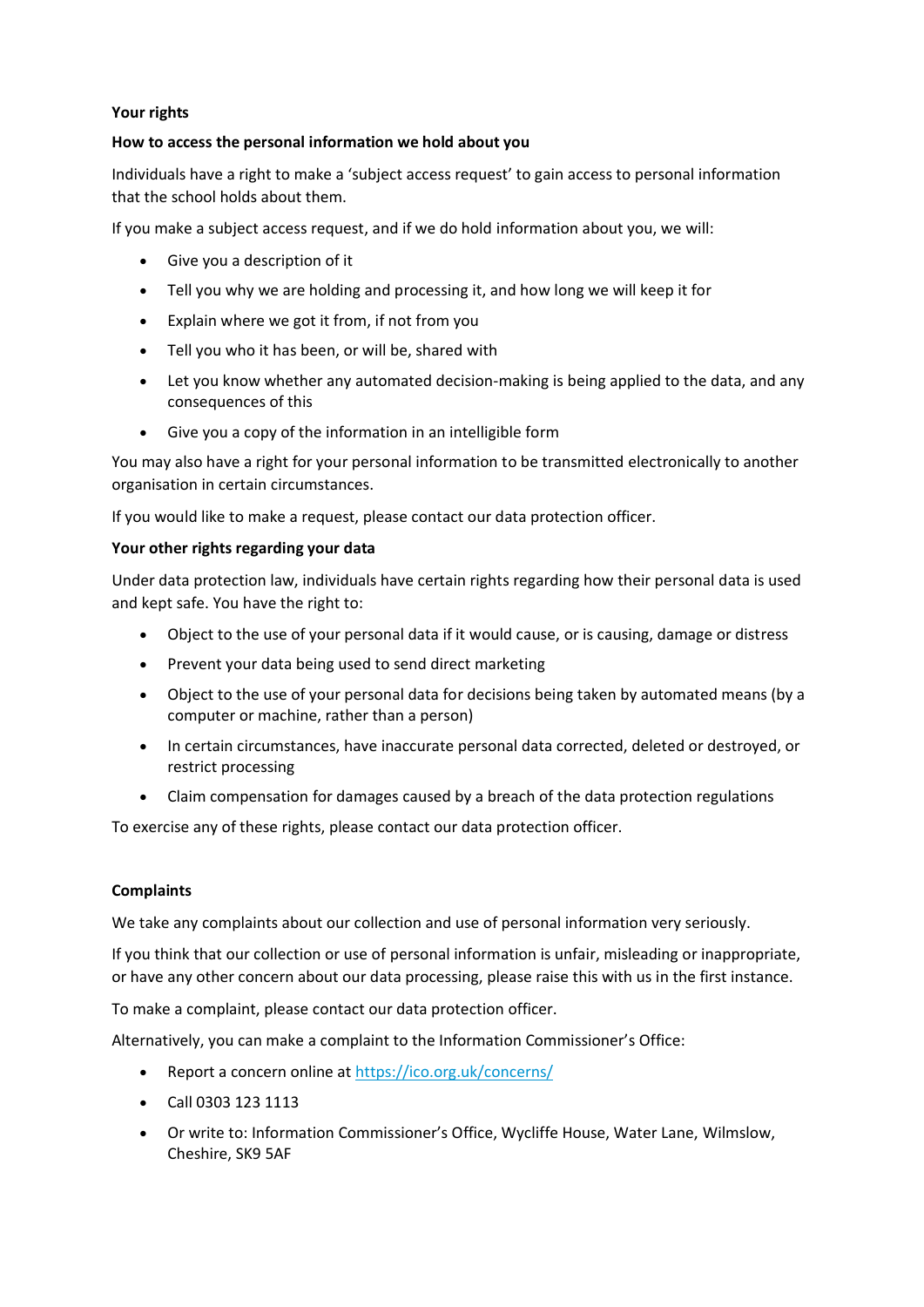**Your rights**

**How to access the personal information we hold about you**

Individuals have a right to make a 'subject access request' to gain access to personal information that the school holds about them.

If you make a subject access request, and if we do hold information about you, we will:

- Give you a description of it
- Tell you why we are holding and processing it, and how long we will keep it for
- Explain where we got it from, if not from you
- Tell you who it has been, or will be, shared with
- Let you know whether any automated decision-making is being applied to the data, and any consequences of this
- Give you a copy of the information in an intelligible form

You may also have a right for your personal information to be transmitted electronically to another organisation in certain circumstances.

If you would like to make a request, please contact our data protection officer.

**Your other rights regarding your data**

Under data protection law, individuals have certain rights regarding how their personal data is used and kept safe. You have the right to:

- Object to the use of your personal data if it would cause, or is causing, damage or distress
- Prevent your data being used to send direct marketing
- Object to the use of your personal data for decisions being taken by automated means (by a computer or machine, rather than a person)
- In certain circumstances, have inaccurate personal data corrected, deleted or destroyed, or restrict processing
- Claim compensation for damages caused by a breach of the data protection regulations

To exercise any of these rights, please contact our data protection officer.

**Complaints**

We take any complaints about our collection and use of personal information very seriously.

If you think that our collection or use of personal information is unfair, misleading or inappropriate, or have any other concern about our data processing, please raise this with us in the first instance.

To make a complaint, please contact our data protection officer.

Alternatively, you can make a complaint to the Information Commissioner's Office:

- Report a concern online at https://ico.org.uk/concerns/
- Call 0303 123 1113
- Or write to: Information Commissioner's Office, Wycliffe House, Water Lane, Wilmslow, Cheshire, SK9 5AF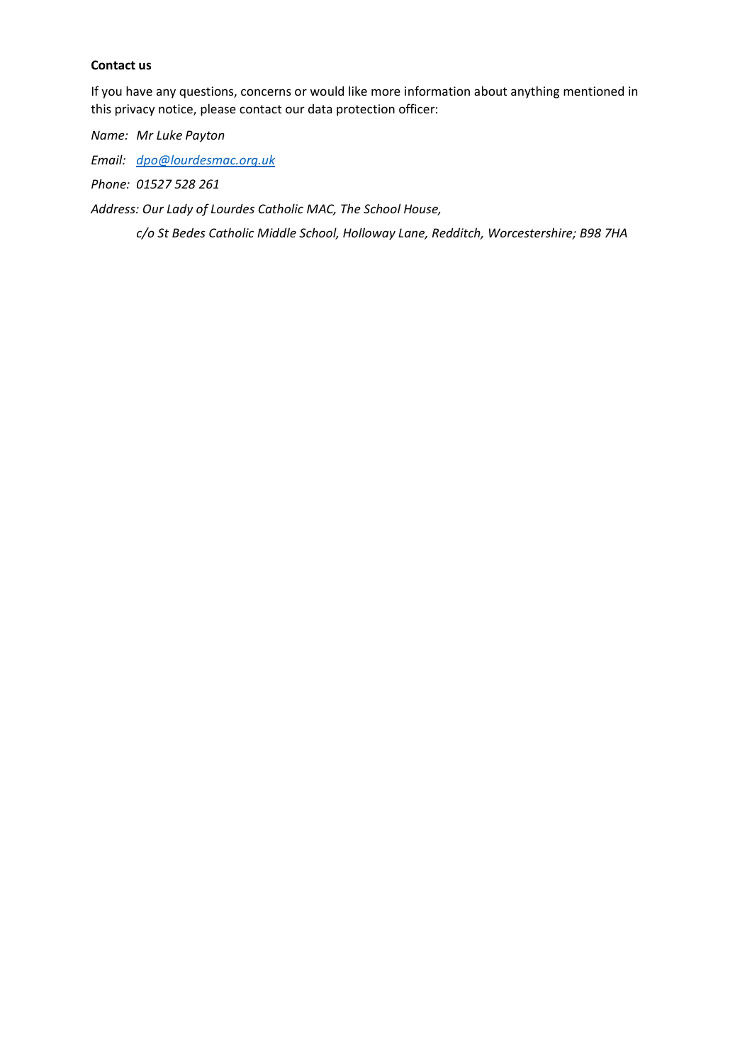**Contact us**

If you have any questions, concerns or would like more information about anything mentioned in this privacy notice, please contact our data protection officer:

*Name: Mr Luke Payton*

*Email: [dpo@lourdesmac.org.uk](mailto:dpo@lourdesmac.org.uk)*

*Phone: 01527 528 261*

*Address: Our Lady of Lourdes Catholic MAC, The School House,*

*c/o St Bedes Catholic Middle School, Holloway Lane, Redditch, Worcestershire; B98 7HA*